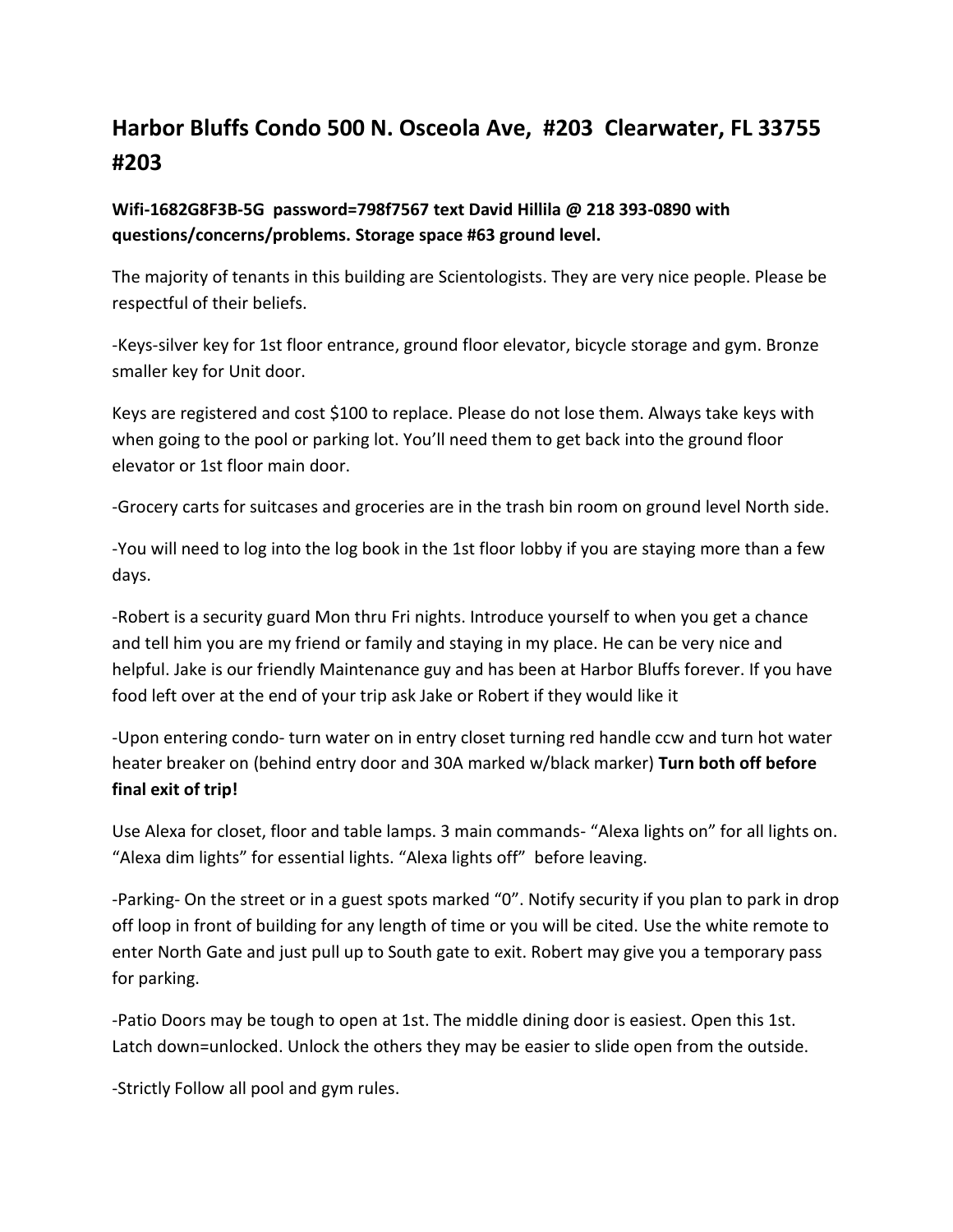## Harbor Bluffs Condo 500 N. Osceola Ave, #203 Clearwater, FL 33755 #203

**Wifi-1682G8F3B-5G password=798f7567 text David Hillila @ 218 393-0890 with questions/concerns/problems. Storage space #63 ground level.**

The majority of tenants in this building are Scientologists. They are very nice people. Please be respectful of their beliefs.

-Keys-silver key for 1st floor entrance, ground floor elevator, bicycle storage and gym. Bronze smaller key for Unit door.

Keys are registered and cost $100 to replace. Please do not lose them. Always take keys with when going to the pool or parking lot. You'll need them to get back into the ground floor elevator or 1st floor main door.

-Grocery carts for suitcases and groceries are in the trash bin room on ground level North side.

-You will need to log into the log book in the 1st floor lobby if you are staying more than a few days.

-Robert is a security guard Mon thru Fri nights. Introduce yourself to when you get a chance and tell him you are my friend or family and staying in my place. He can be very nice and helpful. Jake is our friendly Maintenance guy and has been at Harbor Bluffs forever. If you have food left over at the end of your trip ask Jake or Robert if they would like it

-Upon entering condo- turn water on in entry closet turning red handle ccw and turn hot water heater breaker on (behind entry door and 30A marked w/black marker) **Turn both off before final exit of trip!**

Use Alexa for closet, floor and table lamps. 3 main commands- "Alexa lights on" for all lights on. "Alexa dim lights" for essential lights. "Alexa lights off" before leaving.

-Parking- On the street or in a guest spots marked "0". Notify security if you plan to park in drop off loop in front of building for any length of time or you will be cited. Use the white remote to enter North Gate and just pull up to South gate to exit. Robert may give you a temporary pass for parking.

-Patio Doors may be tough to open at 1st. The middle dining door is easiest. Open this 1st. Latch down=unlocked. Unlock the others they may be easier to slide open from the outside.

-Strictly Follow all pool and gym rules.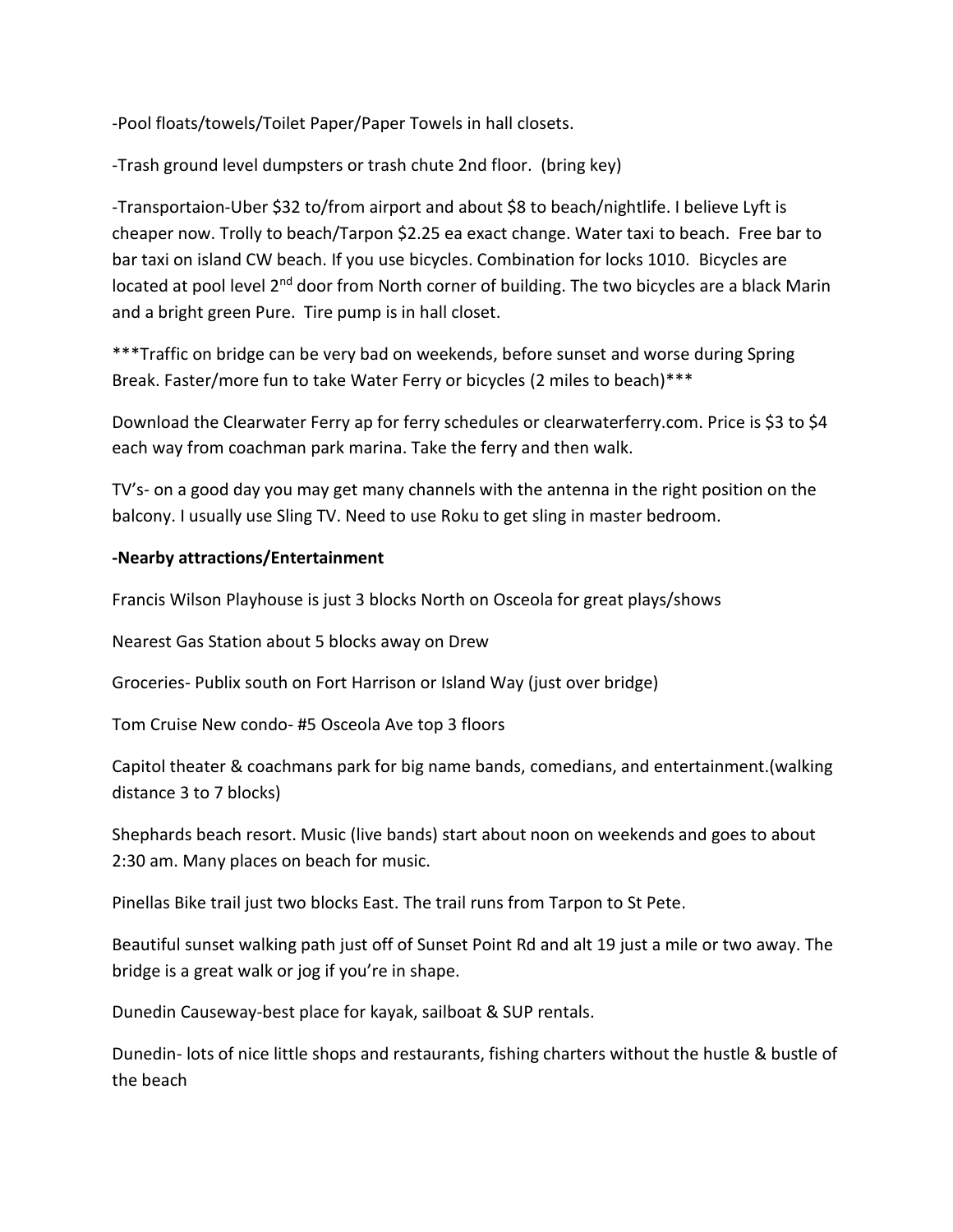-Pool floats/towels/Toilet Paper/Paper Towels in hall closets.

-Trash ground level dumpsters or trash chute 2nd floor. (bring key)

-Transportaion-Uber $32 to/from airport and about $8 to beach/nightlife. I believe Lyft is cheaper now. Trolly to beach/Tarpon $2.25 ea exact change. Water taxi to beach. Free bar to bar taxi on island CW beach. If you use bicycles. Combination for locks 1010. Bicycles are located at pool level 2nd door from North corner of building. The two bicycles are a black Marin and a bright green Pure. Tire pump is in hall closet.

***Traffic on bridge can be very bad on weekends, before sunset and worse during Spring Break. Faster/more fun to take Water Ferry or bicycles (2 miles to beach)***

Download the Clearwater Ferry ap for ferry schedules or clearwaterferry.com. Price is $3 to $4 each way from coachman park marina. Take the ferry and then walk.

TV's- on a good day you may get many channels with the antenna in the right position on the balcony. I usually use Sling TV. Need to use Roku to get sling in master bedroom.

**-Nearby attractions/Entertainment**

Francis Wilson Playhouse is just 3 blocks North on Osceola for great plays/shows

Nearest Gas Station about 5 blocks away on Drew

Groceries- Publix south on Fort Harrison or Island Way (just over bridge)

Tom Cruise New condo- #5 Osceola Ave top 3 floors

Capitol theater & coachmans park for big name bands, comedians, and entertainment.(walking distance 3 to 7 blocks)

Shephards beach resort. Music (live bands) start about noon on weekends and goes to about 2:30 am. Many places on beach for music.

Pinellas Bike trail just two blocks East. The trail runs from Tarpon to St Pete.

Beautiful sunset walking path just off of Sunset Point Rd and alt 19 just a mile or two away. The bridge is a great walk or jog if you're in shape.

Dunedin Causeway-best place for kayak, sailboat & SUP rentals.

Dunedin- lots of nice little shops and restaurants, fishing charters without the hustle & bustle of the beach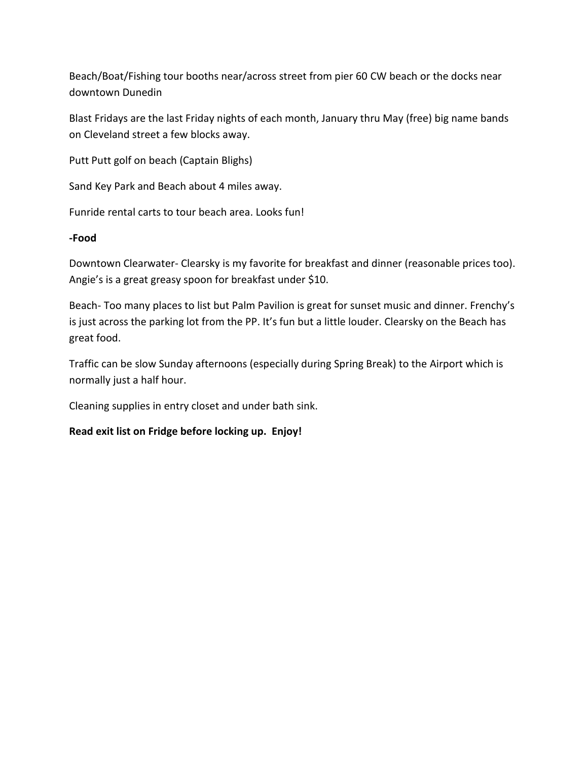Beach/Boat/Fishing tour booths near/across street from pier 60 CW beach or the docks near downtown Dunedin

Blast Fridays are the last Friday nights of each month, January thru May (free) big name bands on Cleveland street a few blocks away.

Putt Putt golf on beach (Captain Blighs)

Sand Key Park and Beach about 4 miles away.

Funride rental carts to tour beach area. Looks fun!

**-Food**

Downtown Clearwater- Clearsky is my favorite for breakfast and dinner (reasonable prices too). Angie's is a great greasy spoon for breakfast under $10.

Beach- Too many places to list but Palm Pavilion is great for sunset music and dinner. Frenchy's is just across the parking lot from the PP. It's fun but a little louder. Clearsky on the Beach has great food.

Traffic can be slow Sunday afternoons (especially during Spring Break) to the Airport which is normally just a half hour.

Cleaning supplies in entry closet and under bath sink.

**Read exit list on Fridge before locking up. Enjoy!**